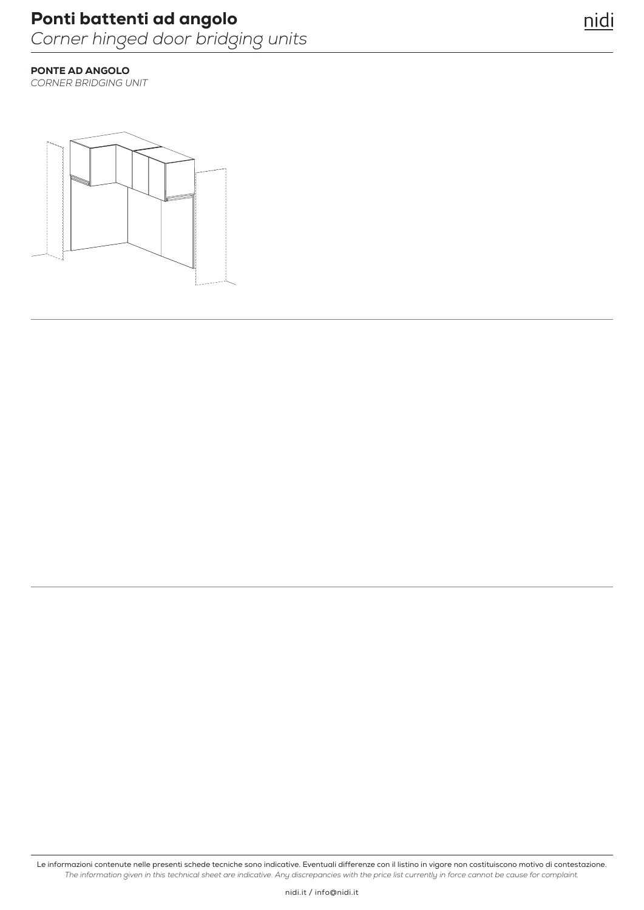# Ponti battenti ad angolo
*Corner hinged door bridging units*

**PONTE AD ANGOLO**
*CORNER BRIDGING UNIT*

Le informazioni contenute nelle presenti schede tecniche sono indicative. Eventuali differenze con il listino in vigore non costituiscono motivo di contestazione.
*The information given in this technical sheet are indicative. Any discrepancies with the price list currently in force cannot be cause for complaint.*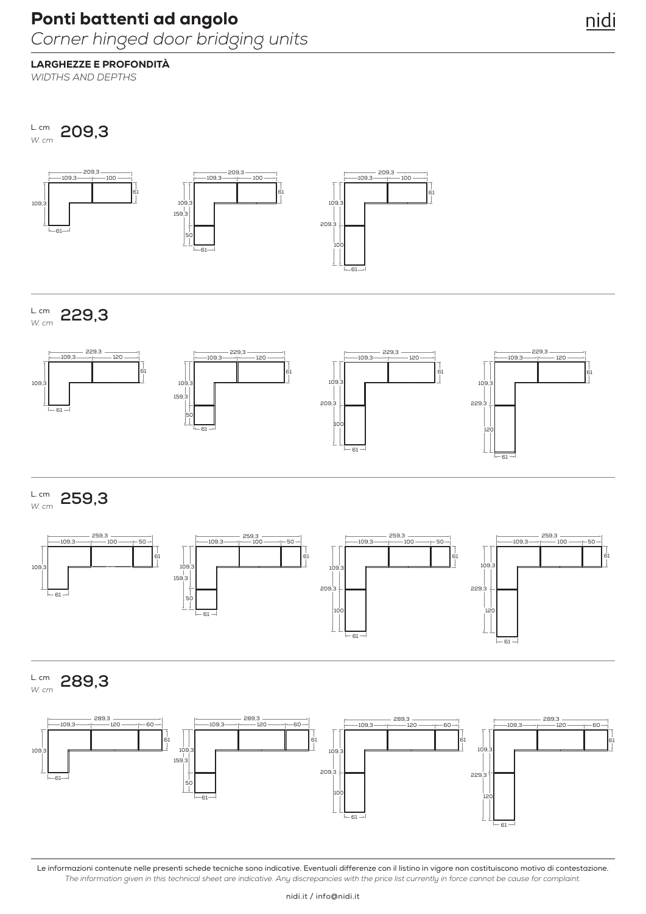# Ponti battenti ad angolo

*Corner hinged door bridging units*

**LARGHEZZE E PROFONDITÀ**

*WIDTHS AND DEPTHS*

## L. cm *W. cm* 209,3

## L. cm *W. cm* 229,3

## L. cm *W. cm* 259,3

## L. cm *W. cm* 289,3

Le informazioni contenute nelle presenti schede tecniche sono indicative. Eventuali differenze con il listino in vigore non costituiscono motivo di contestazione.

*The information given in this technical sheet are indicative. Any discrepancies with the price list currently in force cannot be cause for complaint.*

nidi.it / info@nidi.it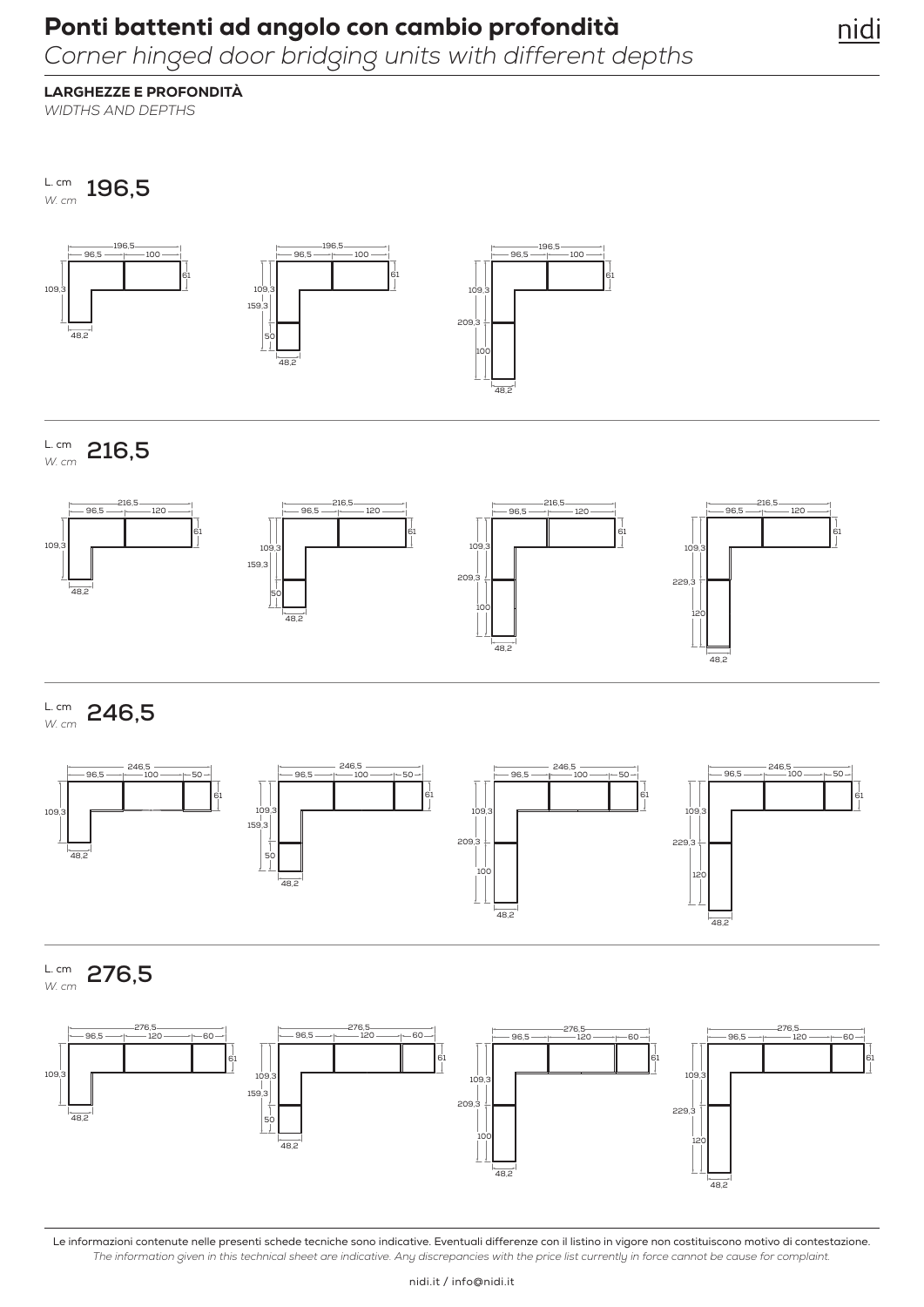# Ponti battenti ad angolo con cambio profondità

*Corner hinged door bridging units with different depths*

## LARGHEZZE E PROFONDITÀ

*WIDTHS AND DEPTHS*

### L. cm *W. cm* 196,5

196,5 — 96,5 / 100 — 61 — 109,3 — 48,2

196,5 — 96,5 / 100 — 61 — 109,3 — 159,3 — 50 — 48,2

196,5 — 96,5 / 100 — 61 — 109,3 — 209,3 — 100 — 48,2

### L. cm *W. cm* 216,5

216,5 — 96,5 / 120 — 61 — 109,3 — 48,2

216,5 — 96,5 / 120 — 61 — 109,3 — 159,3 — 50 — 48,2

216,5 — 96,5 / 120 — 61 — 109,3 — 209,3 — 100 — 48,2

216,5 — 96,5 / 120 — 61 — 109,3 — 229,3 — 120 — 48,2

### L. cm *W. cm* 246,5

246,5 — 96,5 / 100 / 50 — 61 — 109,3 — 48,2

246,5 — 96,5 / 100 / 50 — 61 — 109,3 — 159,3 — 50 — 48,2

246,5 — 96,5 / 100 / 50 — 61 — 109,3 — 209,3 — 100 — 48,2

246,5 — 96,5 / 100 / 50 — 61 — 109,3 — 229,3 — 120 — 48,2

### L. cm *W. cm* 276,5

276,5 — 96,5 / 120 / 60 — 61 — 109,3 — 48,2

276,5 — 96,5 / 120 / 60 — 61 — 109,3 — 159,3 — 50 — 48,2

276,5 — 96,5 / 120 / 60 — 61 — 109,3 — 209,3 — 100 — 48,2

276,5 — 96,5 / 120 / 60 — 61 — 109,3 — 229,3 — 120 — 48,2

Le informazioni contenute nelle presenti schede tecniche sono indicative. Eventuali differenze con il listino in vigore non costituiscono motivo di contestazione.
*The information given in this technical sheet are indicative. Any discrepancies with the price list currently in force cannot be cause for complaint.*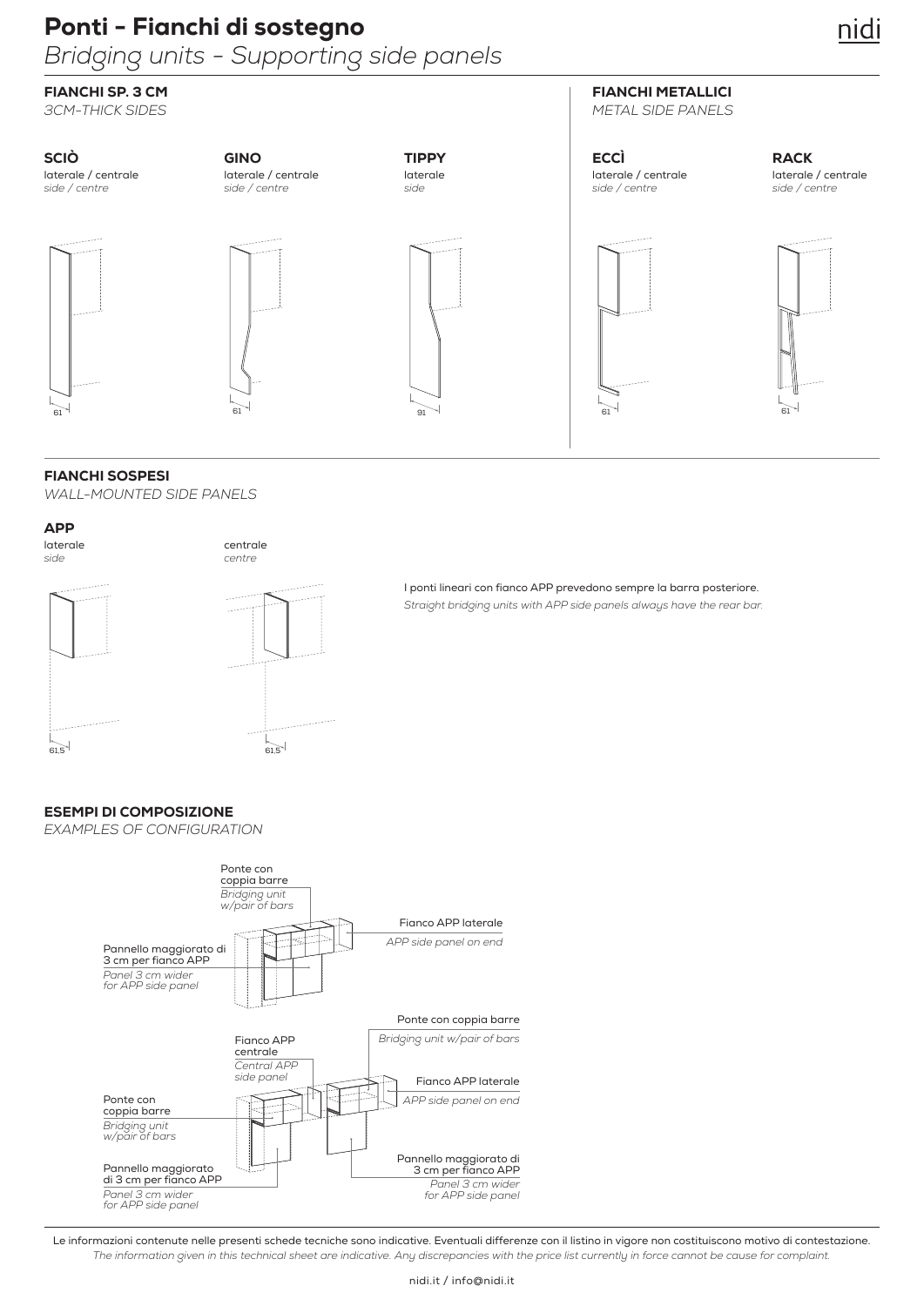# Ponti - Fianchi di sostegno

*Bridging units - Supporting side panels*

## FIANCHI SP. 3 CM

*3CM-THICK SIDES*

### SCIÒ

laterale / centrale
*side / centre*

61

### GINO

laterale / centrale
*side / centre*

61

### TIPPY

laterale
*side*

91

## FIANCHI METALLICI

*METAL SIDE PANELS*

### ECCÌ

laterale / centrale
*side / centre*

61

### RACK

laterale / centrale
*side / centre*

61

## FIANCHI SOSPESI

*WALL-MOUNTED SIDE PANELS*

### APP

laterale
*side*

61,5

centrale
*centre*

61,5

I ponti lineari con fianco APP prevedono sempre la barra posteriore.
*Straight bridging units with APP side panels always have the rear bar.*

## ESEMPI DI COMPOSIZIONE

*EXAMPLES OF CONFIGURATION*

Ponte con coppia barre
*Bridging unit w/pair of bars*

Fianco APP laterale
*APP side panel on end*

Pannello maggiorato di 3 cm per fianco APP
*Panel 3 cm wider for APP side panel*

Ponte con coppia barre
*Bridging unit w/pair of bars*

Fianco APP centrale
*Central APP side panel*

Fianco APP laterale
*APP side panel on end*

Ponte con coppia barre
*Bridging unit w/pair of bars*

Pannello maggiorato di 3 cm per fianco APP
*Panel 3 cm wider for APP side panel*

Pannello maggiorato di 3 cm per fianco APP
*Panel 3 cm wider for APP side panel*

Le informazioni contenute nelle presenti schede tecniche sono indicative. Eventuali differenze con il listino in vigore non costituiscono motivo di contestazione.
*The information given in this technical sheet are indicative. Any discrepancies with the price list currently in force cannot be cause for complaint.*

nidi.it / info@nidi.it